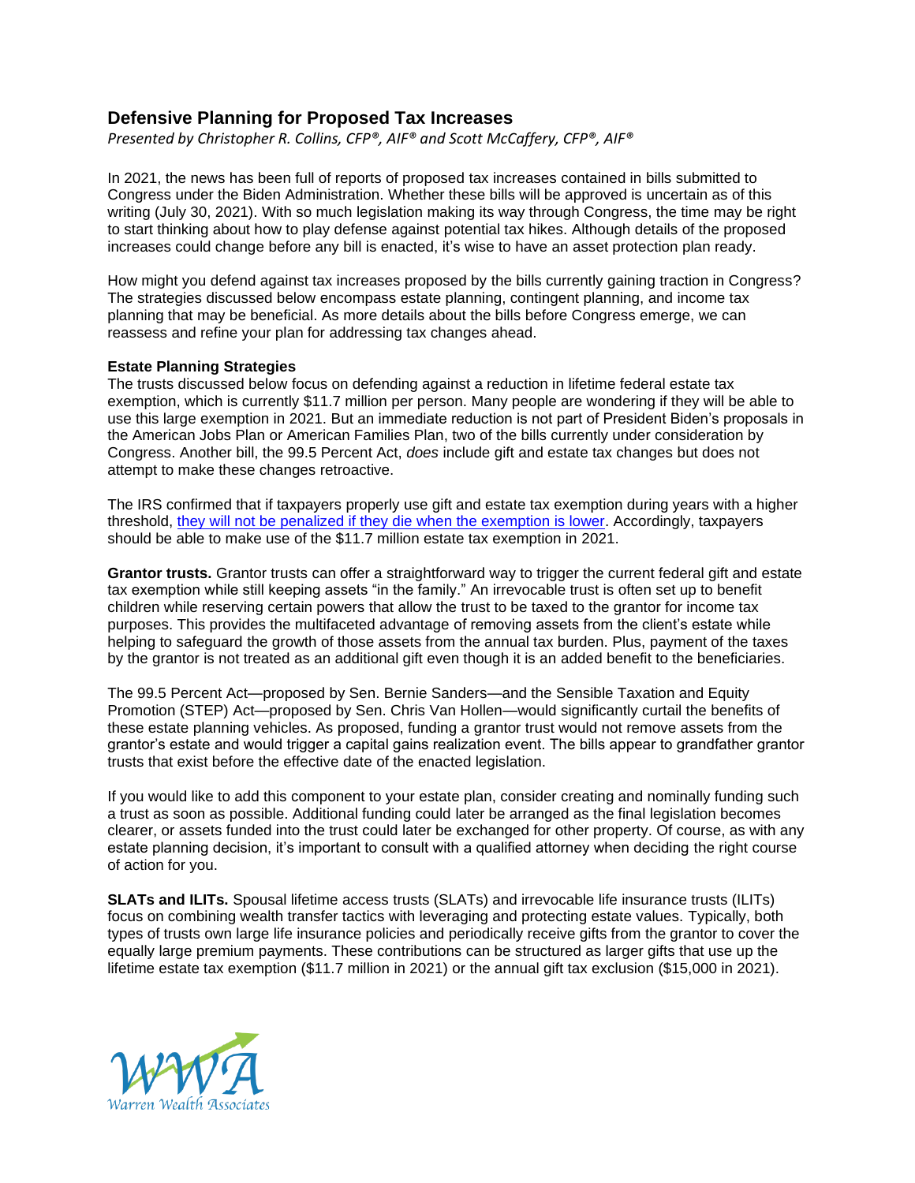## Defensive Planning for Proposed Tax Increases

*Presented by Christopher R. Collins, CFP®, AIF® and Scott McCaffery, CFP®, AIF®*

In 2021, the news has been full of reports of proposed tax increases contained in bills submitted to Congress under the Biden Administration. Whether these bills will be approved is uncertain as of this writing (July 30, 2021). With so much legislation making its way through Congress, the time may be right to start thinking about how to play defense against potential tax hikes. Although details of the proposed increases could change before any bill is enacted, it's wise to have an asset protection plan ready.

How might you defend against tax increases proposed by the bills currently gaining traction in Congress? The strategies discussed below encompass estate planning, contingent planning, and income tax planning that may be beneficial. As more details about the bills before Congress emerge, we can reassess and refine your plan for addressing tax changes ahead.

**Estate Planning Strategies**

The trusts discussed below focus on defending against a reduction in lifetime federal estate tax exemption, which is currently $11.7 million per person. Many people are wondering if they will be able to use this large exemption in 2021. But an immediate reduction is not part of President Biden's proposals in the American Jobs Plan or American Families Plan, two of the bills currently under consideration by Congress. Another bill, the 99.5 Percent Act, *does* include gift and estate tax changes but does not attempt to make these changes retroactive.

The IRS confirmed that if taxpayers properly use gift and estate tax exemption during years with a higher threshold, [they will not be penalized if they die when the exemption is lower](). Accordingly, taxpayers should be able to make use of the $11.7 million estate tax exemption in 2021.

**Grantor trusts.** Grantor trusts can offer a straightforward way to trigger the current federal gift and estate tax exemption while still keeping assets "in the family." An irrevocable trust is often set up to benefit children while reserving certain powers that allow the trust to be taxed to the grantor for income tax purposes. This provides the multifaceted advantage of removing assets from the client's estate while helping to safeguard the growth of those assets from the annual tax burden. Plus, payment of the taxes by the grantor is not treated as an additional gift even though it is an added benefit to the beneficiaries.

The 99.5 Percent Act—proposed by Sen. Bernie Sanders—and the Sensible Taxation and Equity Promotion (STEP) Act—proposed by Sen. Chris Van Hollen—would significantly curtail the benefits of these estate planning vehicles. As proposed, funding a grantor trust would not remove assets from the grantor's estate and would trigger a capital gains realization event. The bills appear to grandfather grantor trusts that exist before the effective date of the enacted legislation.

If you would like to add this component to your estate plan, consider creating and nominally funding such a trust as soon as possible. Additional funding could later be arranged as the final legislation becomes clearer, or assets funded into the trust could later be exchanged for other property. Of course, as with any estate planning decision, it's important to consult with a qualified attorney when deciding the right course of action for you.

**SLATs and ILITs.** Spousal lifetime access trusts (SLATs) and irrevocable life insurance trusts (ILITs) focus on combining wealth transfer tactics with leveraging and protecting estate values. Typically, both types of trusts own large life insurance policies and periodically receive gifts from the grantor to cover the equally large premium payments. These contributions can be structured as larger gifts that use up the lifetime estate tax exemption ($11.7 million in 2021) or the annual gift tax exclusion ($15,000 in 2021).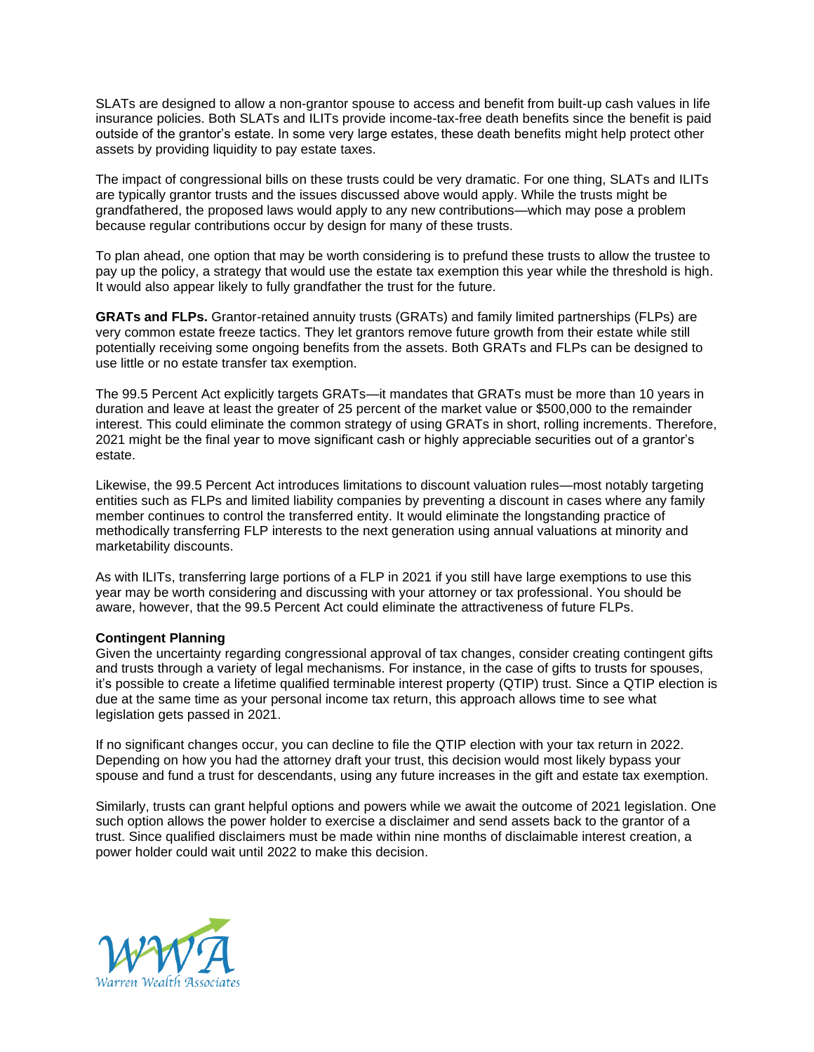SLATs are designed to allow a non-grantor spouse to access and benefit from built-up cash values in life insurance policies. Both SLATs and ILITs provide income-tax-free death benefits since the benefit is paid outside of the grantor's estate. In some very large estates, these death benefits might help protect other assets by providing liquidity to pay estate taxes.

The impact of congressional bills on these trusts could be very dramatic. For one thing, SLATs and ILITs are typically grantor trusts and the issues discussed above would apply. While the trusts might be grandfathered, the proposed laws would apply to any new contributions—which may pose a problem because regular contributions occur by design for many of these trusts.

To plan ahead, one option that may be worth considering is to prefund these trusts to allow the trustee to pay up the policy, a strategy that would use the estate tax exemption this year while the threshold is high. It would also appear likely to fully grandfather the trust for the future.

**GRATs and FLPs.** Grantor-retained annuity trusts (GRATs) and family limited partnerships (FLPs) are very common estate freeze tactics. They let grantors remove future growth from their estate while still potentially receiving some ongoing benefits from the assets. Both GRATs and FLPs can be designed to use little or no estate transfer tax exemption.

The 99.5 Percent Act explicitly targets GRATs—it mandates that GRATs must be more than 10 years in duration and leave at least the greater of 25 percent of the market value or $500,000 to the remainder interest. This could eliminate the common strategy of using GRATs in short, rolling increments. Therefore, 2021 might be the final year to move significant cash or highly appreciable securities out of a grantor's estate.

Likewise, the 99.5 Percent Act introduces limitations to discount valuation rules—most notably targeting entities such as FLPs and limited liability companies by preventing a discount in cases where any family member continues to control the transferred entity. It would eliminate the longstanding practice of methodically transferring FLP interests to the next generation using annual valuations at minority and marketability discounts.

As with ILITs, transferring large portions of a FLP in 2021 if you still have large exemptions to use this year may be worth considering and discussing with your attorney or tax professional. You should be aware, however, that the 99.5 Percent Act could eliminate the attractiveness of future FLPs.

**Contingent Planning**

Given the uncertainty regarding congressional approval of tax changes, consider creating contingent gifts and trusts through a variety of legal mechanisms. For instance, in the case of gifts to trusts for spouses, it's possible to create a lifetime qualified terminable interest property (QTIP) trust. Since a QTIP election is due at the same time as your personal income tax return, this approach allows time to see what legislation gets passed in 2021.

If no significant changes occur, you can decline to file the QTIP election with your tax return in 2022. Depending on how you had the attorney draft your trust, this decision would most likely bypass your spouse and fund a trust for descendants, using any future increases in the gift and estate tax exemption.

Similarly, trusts can grant helpful options and powers while we await the outcome of 2021 legislation. One such option allows the power holder to exercise a disclaimer and send assets back to the grantor of a trust. Since qualified disclaimers must be made within nine months of disclaimable interest creation, a power holder could wait until 2022 to make this decision.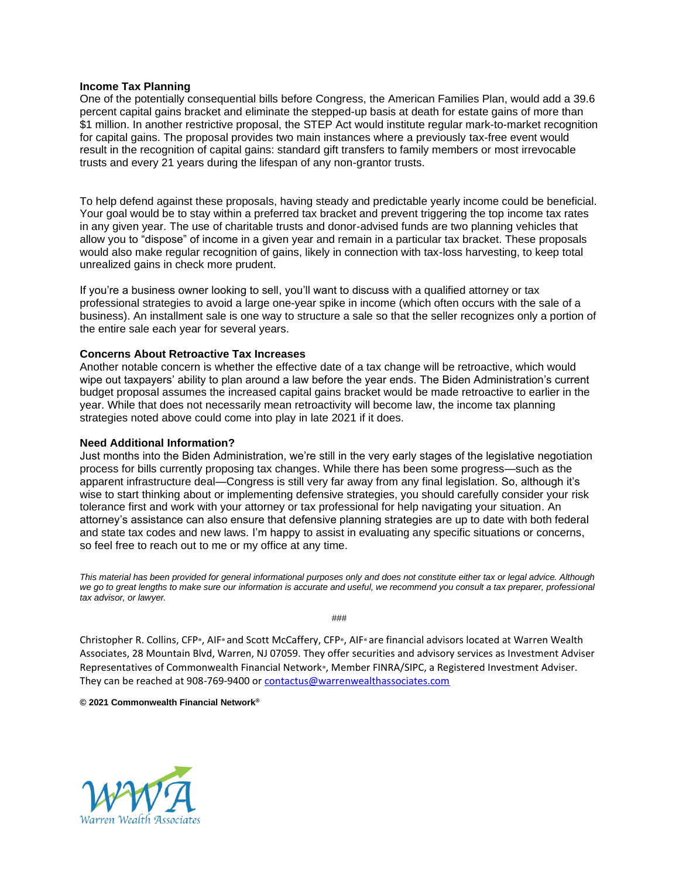## Income Tax Planning

One of the potentially consequential bills before Congress, the American Families Plan, would add a 39.6 percent capital gains bracket and eliminate the stepped-up basis at death for estate gains of more than $1 million. In another restrictive proposal, the STEP Act would institute regular mark-to-market recognition for capital gains. The proposal provides two main instances where a previously tax-free event would result in the recognition of capital gains: standard gift transfers to family members or most irrevocable trusts and every 21 years during the lifespan of any non-grantor trusts.

To help defend against these proposals, having steady and predictable yearly income could be beneficial. Your goal would be to stay within a preferred tax bracket and prevent triggering the top income tax rates in any given year. The use of charitable trusts and donor-advised funds are two planning vehicles that allow you to "dispose" of income in a given year and remain in a particular tax bracket. These proposals would also make regular recognition of gains, likely in connection with tax-loss harvesting, to keep total unrealized gains in check more prudent.

If you're a business owner looking to sell, you'll want to discuss with a qualified attorney or tax professional strategies to avoid a large one-year spike in income (which often occurs with the sale of a business). An installment sale is one way to structure a sale so that the seller recognizes only a portion of the entire sale each year for several years.

## Concerns About Retroactive Tax Increases

Another notable concern is whether the effective date of a tax change will be retroactive, which would wipe out taxpayers' ability to plan around a law before the year ends. The Biden Administration's current budget proposal assumes the increased capital gains bracket would be made retroactive to earlier in the year. While that does not necessarily mean retroactivity will become law, the income tax planning strategies noted above could come into play in late 2021 if it does.

## Need Additional Information?

Just months into the Biden Administration, we're still in the very early stages of the legislative negotiation process for bills currently proposing tax changes. While there has been some progress—such as the apparent infrastructure deal—Congress is still very far away from any final legislation. So, although it's wise to start thinking about or implementing defensive strategies, you should carefully consider your risk tolerance first and work with your attorney or tax professional for help navigating your situation. An attorney's assistance can also ensure that defensive planning strategies are up to date with both federal and state tax codes and new laws. I'm happy to assist in evaluating any specific situations or concerns, so feel free to reach out to me or my office at any time.

*This material has been provided for general informational purposes only and does not constitute either tax or legal advice. Although we go to great lengths to make sure our information is accurate and useful, we recommend you consult a tax preparer, professional tax advisor, or lawyer.*

###

Christopher R. Collins, CFP®, AIF® and Scott McCaffery, CFP®, AIF® are financial advisors located at Warren Wealth Associates, 28 Mountain Blvd, Warren, NJ 07059. They offer securities and advisory services as Investment Adviser Representatives of Commonwealth Financial Network®, Member FINRA/SIPC, a Registered Investment Adviser. They can be reached at 908-769-9400 or contactus@warrenwealthassociates.com

**© 2021 Commonwealth Financial Network®**

WWA
Warren Wealth Associates